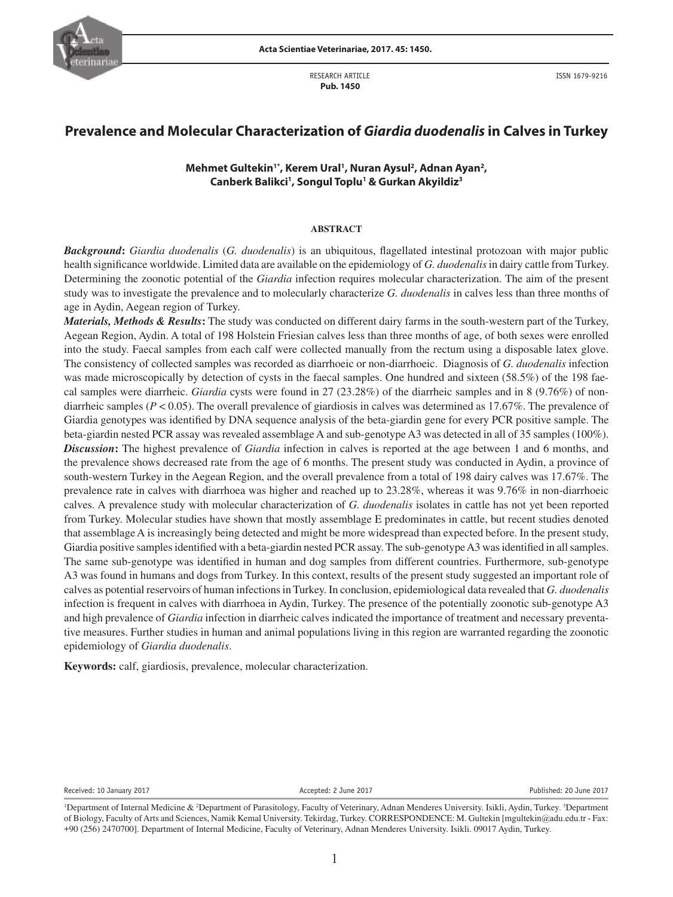RESEARCH ARTICLE
**Pub. 1450**

ISSN 1679-9216

# Prevalence and Molecular Characterization of *Giardia duodenalis* in Calves in Turkey

**Mehmet Gultekin[1*], Kerem Ural[1], Nuran Aysul[2], Adnan Ayan[2], Canberk Balikci[1], Songul Toplu[1] & Gurkan Akyildiz[3]**

## ABSTRACT

***Background*:** *Giardia duodenalis* (*G. duodenalis*) is an ubiquitous, flagellated intestinal protozoan with major public health significance worldwide. Limited data are available on the epidemiology of *G. duodenalis* in dairy cattle from Turkey. Determining the zoonotic potential of the *Giardia* infection requires molecular characterization. The aim of the present study was to investigate the prevalence and to molecularly characterize *G. duodenalis* in calves less than three months of age in Aydin, Aegean region of Turkey.

***Materials, Methods & Results*:** The study was conducted on different dairy farms in the south-western part of the Turkey, Aegean Region, Aydin. A total of 198 Holstein Friesian calves less than three months of age, of both sexes were enrolled into the study. Faecal samples from each calf were collected manually from the rectum using a disposable latex glove. The consistency of collected samples was recorded as diarrhoeic or non-diarrhoeic. Diagnosis of *G. duodenalis* infection was made microscopically by detection of cysts in the faecal samples. One hundred and sixteen (58.5%) of the 198 faecal samples were diarrheic. *Giardia* cysts were found in 27 (23.28%) of the diarrheic samples and in 8 (9.76%) of non-diarrheic samples ($P < 0.05$). The overall prevalence of giardiosis in calves was determined as 17.67%. The prevalence of Giardia genotypes was identified by DNA sequence analysis of the beta-giardin gene for every PCR positive sample. The beta-giardin nested PCR assay was revealed assemblage A and sub-genotype A3 was detected in all of 35 samples (100%).

***Discussion*:** The highest prevalence of *Giardia* infection in calves is reported at the age between 1 and 6 months, and the prevalence shows decreased rate from the age of 6 months. The present study was conducted in Aydin, a province of south-western Turkey in the Aegean Region, and the overall prevalence from a total of 198 dairy calves was 17.67%. The prevalence rate in calves with diarrhoea was higher and reached up to 23.28%, whereas it was 9.76% in non-diarrhoeic calves. A prevalence study with molecular characterization of *G. duodenalis* isolates in cattle has not yet been reported from Turkey. Molecular studies have shown that mostly assemblage E predominates in cattle, but recent studies denoted that assemblage A is increasingly being detected and might be more widespread than expected before. In the present study, Giardia positive samples identified with a beta-giardin nested PCR assay. The sub-genotype A3 was identified in all samples. The same sub-genotype was identified in human and dog samples from different countries. Furthermore, sub-genotype A3 was found in humans and dogs from Turkey. In this context, results of the present study suggested an important role of calves as potential reservoirs of human infections in Turkey. In conclusion, epidemiological data revealed that *G. duodenalis* infection is frequent in calves with diarrhoea in Aydin, Turkey. The presence of the potentially zoonotic sub-genotype A3 and high prevalence of *Giardia* infection in diarrheic calves indicated the importance of treatment and necessary preventative measures. Further studies in human and animal populations living in this region are warranted regarding the zoonotic epidemiology of *Giardia duodenalis*.

**Keywords:** calf, giardiosis, prevalence, molecular characterization.

Received: 10 January 2017 | Accepted: 2 June 2017 | Published: 20 June 2017

[1]Department of Internal Medicine & [2]Department of Parasitology, Faculty of Veterinary, Adnan Menderes University. Isikli, Aydin, Turkey. [3]Department of Biology, Faculty of Arts and Sciences, Namik Kemal University. Tekirdag, Turkey. CORRESPONDENCE: M. Gultekin [mgultekin@adu.edu.tr - Fax: +90 (256) 2470700]. Department of Internal Medicine, Faculty of Veterinary, Adnan Menderes University. Isikli. 09017 Aydin, Turkey.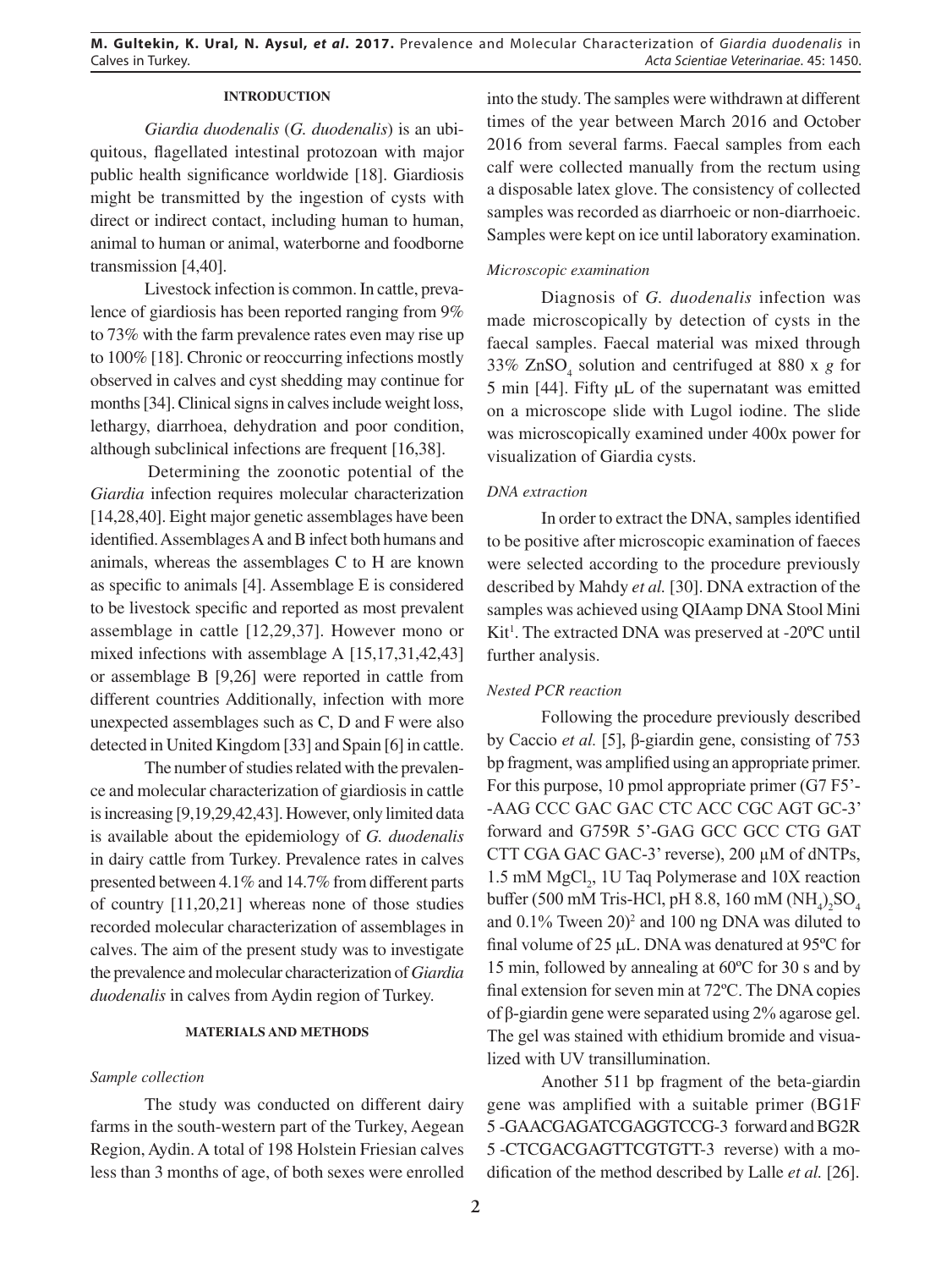## INTRODUCTION

*Giardia duodenalis* (*G. duodenalis*) is an ubiquitous, flagellated intestinal protozoan with major public health significance worldwide [18]. Giardiosis might be transmitted by the ingestion of cysts with direct or indirect contact, including human to human, animal to human or animal, waterborne and foodborne transmission [4,40].

Livestock infection is common. In cattle, prevalence of giardiosis has been reported ranging from 9% to 73% with the farm prevalence rates even may rise up to 100% [18]. Chronic or reoccurring infections mostly observed in calves and cyst shedding may continue for months [34]. Clinical signs in calves include weight loss, lethargy, diarrhoea, dehydration and poor condition, although subclinical infections are frequent [16,38].

Determining the zoonotic potential of the *Giardia* infection requires molecular characterization [14,28,40]. Eight major genetic assemblages have been identified. Assemblages A and B infect both humans and animals, whereas the assemblages C to H are known as specific to animals [4]. Assemblage E is considered to be livestock specific and reported as most prevalent assemblage in cattle [12,29,37]. However mono or mixed infections with assemblage A [15,17,31,42,43] or assemblage B [9,26] were reported in cattle from different countries Additionally, infection with more unexpected assemblages such as C, D and F were also detected in United Kingdom [33] and Spain [6] in cattle.

The number of studies related with the prevalence and molecular characterization of giardiosis in cattle is increasing [9,19,29,42,43]. However, only limited data is available about the epidemiology of *G. duodenalis* in dairy cattle from Turkey. Prevalence rates in calves presented between 4.1% and 14.7% from different parts of country [11,20,21] whereas none of those studies recorded molecular characterization of assemblages in calves. The aim of the present study was to investigate the prevalence and molecular characterization of *Giardia duodenalis* in calves from Aydin region of Turkey.

## MATERIALS AND METHODS

### *Sample collection*

The study was conducted on different dairy farms in the south-western part of the Turkey, Aegean Region, Aydin. A total of 198 Holstein Friesian calves less than 3 months of age, of both sexes were enrolled into the study. The samples were withdrawn at different times of the year between March 2016 and October 2016 from several farms. Faecal samples from each calf were collected manually from the rectum using a disposable latex glove. The consistency of collected samples was recorded as diarrhoeic or non-diarrhoeic. Samples were kept on ice until laboratory examination.

### *Microscopic examination*

Diagnosis of *G. duodenalis* infection was made microscopically by detection of cysts in the faecal samples. Faecal material was mixed through 33% $ZnSO_4$ solution and centrifuged at 880 x *g* for 5 min [44]. Fifty µL of the supernatant was emitted on a microscope slide with Lugol iodine. The slide was microscopically examined under 400x power for visualization of Giardia cysts.

### *DNA extraction*

In order to extract the DNA, samples identified to be positive after microscopic examination of faeces were selected according to the procedure previously described by Mahdy *et al.* [30]. DNA extraction of the samples was achieved using QIAamp DNA Stool Mini Kit[1]. The extracted DNA was preserved at -20ºC until further analysis.

### *Nested PCR reaction*

Following the procedure previously described by Caccio *et al.* [5], β-giardin gene, consisting of 753 bp fragment, was amplified using an appropriate primer. For this purpose, 10 pmol appropriate primer (G7 F5'- -AAG CCC GAC GAC CTC ACC CGC AGT GC-3' forward and G759R 5'-GAG GCC GCC CTG GAT CTT CGA GAC GAC-3' reverse), 200 µM of dNTPs, 1.5 mM $MgCl_2$, 1U Taq Polymerase and 10X reaction buffer (500 mM Tris-HCl, pH 8.8, 160 mM $(NH_4)_2SO_4$ and 0.1% Tween 20)[2] and 100 ng DNA was diluted to final volume of 25 µL. DNA was denatured at 95ºC for 15 min, followed by annealing at 60ºC for 30 s and by final extension for seven min at 72ºC. The DNA copies of β-giardin gene were separated using 2% agarose gel. The gel was stained with ethidium bromide and visualized with UV transillumination.

Another 511 bp fragment of the beta-giardin gene was amplified with a suitable primer (BG1F 5 -GAACGAGATCGAGGTCCG-3 forward and BG2R 5 -CTCGACGAGTTCGTGTT-3 reverse) with a modification of the method described by Lalle *et al.* [26].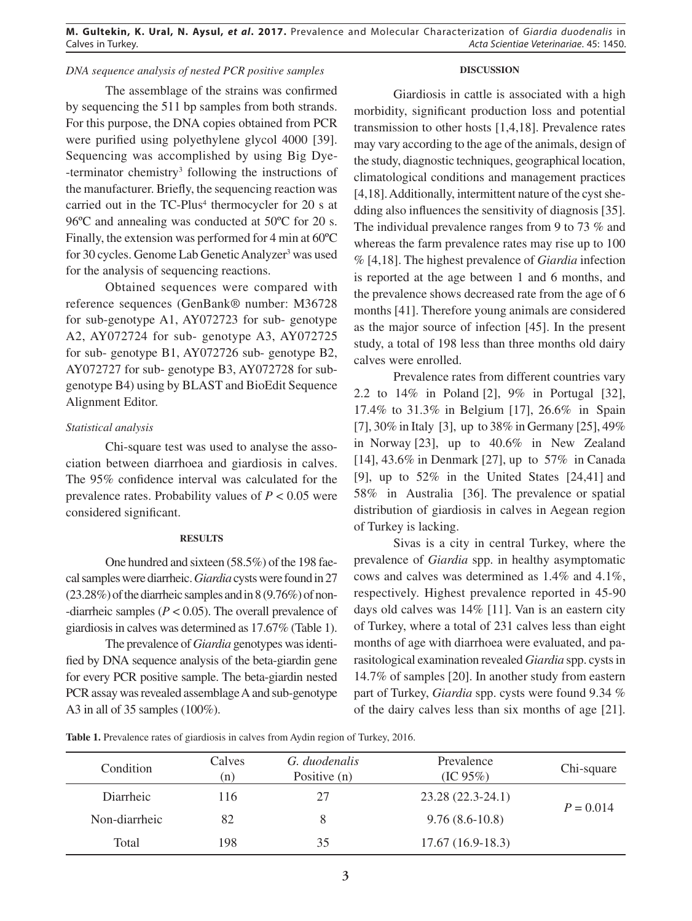*DNA sequence analysis of nested PCR positive samples*

The assemblage of the strains was confirmed by sequencing the 511 bp samples from both strands. For this purpose, the DNA copies obtained from PCR were purified using polyethylene glycol 4000 [39]. Sequencing was accomplished by using Big Dye--terminator chemistry[3] following the instructions of the manufacturer. Briefly, the sequencing reaction was carried out in the TC-Plus[4] thermocycler for 20 s at 96ºC and annealing was conducted at 50ºC for 20 s. Finally, the extension was performed for 4 min at 60ºC for 30 cycles. Genome Lab Genetic Analyzer[3] was used for the analysis of sequencing reactions.

Obtained sequences were compared with reference sequences (GenBank® number: M36728 for sub-genotype A1, AY072723 for sub- genotype A2, AY072724 for sub- genotype A3, AY072725 for sub- genotype B1, AY072726 sub- genotype B2, AY072727 for sub- genotype B3, AY072728 for sub-genotype B4) using by BLAST and BioEdit Sequence Alignment Editor.

*Statistical analysis*

Chi-square test was used to analyse the association between diarrhoea and giardiosis in calves. The 95% confidence interval was calculated for the prevalence rates. Probability values of $P < 0.05$ were considered significant.

## RESULTS

One hundred and sixteen (58.5%) of the 198 faecal samples were diarrheic. *Giardia* cysts were found in 27 (23.28%) of the diarrheic samples and in 8 (9.76%) of non--diarrheic samples ($P < 0.05$). The overall prevalence of giardiosis in calves was determined as 17.67% (Table 1).

The prevalence of *Giardia* genotypes was identified by DNA sequence analysis of the beta-giardin gene for every PCR positive sample. The beta-giardin nested PCR assay was revealed assemblage A and sub-genotype A3 in all of 35 samples (100%).

## DISCUSSION

Giardiosis in cattle is associated with a high morbidity, significant production loss and potential transmission to other hosts [1,4,18]. Prevalence rates may vary according to the age of the animals, design of the study, diagnostic techniques, geographical location, climatological conditions and management practices [4,18]. Additionally, intermittent nature of the cyst shedding also influences the sensitivity of diagnosis [35]. The individual prevalence ranges from 9 to 73 % and whereas the farm prevalence rates may rise up to 100 % [4,18]. The highest prevalence of *Giardia* infection is reported at the age between 1 and 6 months, and the prevalence shows decreased rate from the age of 6 months [41]. Therefore young animals are considered as the major source of infection [45]. In the present study, a total of 198 less than three months old dairy calves were enrolled.

Prevalence rates from different countries vary 2.2 to 14% in Poland [2], 9% in Portugal [32], 17.4% to 31.3% in Belgium [17], 26.6% in Spain [7], 30% in Italy [3], up to 38% in Germany [25], 49% in Norway [23], up to 40.6% in New Zealand [14], 43.6% in Denmark [27], up to 57% in Canada [9], up to 52% in the United States [24,41] and 58% in Australia [36]. The prevalence or spatial distribution of giardiosis in calves in Aegean region of Turkey is lacking.

Sivas is a city in central Turkey, where the prevalence of *Giardia* spp. in healthy asymptomatic cows and calves was determined as 1.4% and 4.1%, respectively. Highest prevalence reported in 45-90 days old calves was 14% [11]. Van is an eastern city of Turkey, where a total of 231 calves less than eight months of age with diarrhoea were evaluated, and parasitological examination revealed *Giardia* spp. cysts in 14.7% of samples [20]. In another study from eastern part of Turkey, *Giardia* spp. cysts were found 9.34 % of the dairy calves less than six months of age [21].

**Table 1.** Prevalence rates of giardiosis in calves from Aydin region of Turkey, 2016.

| Condition | Calves (n) | *G. duodenalis* Positive (n) | Prevalence (IC 95%) | Chi-square |
|---|---|---|---|---|
| Diarrheic | 116 | 27 | 23.28 (22.3-24.1) | $P = 0.014$ |
| Non-diarrheic | 82 | 8 | 9.76 (8.6-10.8) | |
| Total | 198 | 35 | 17.67 (16.9-18.3) | |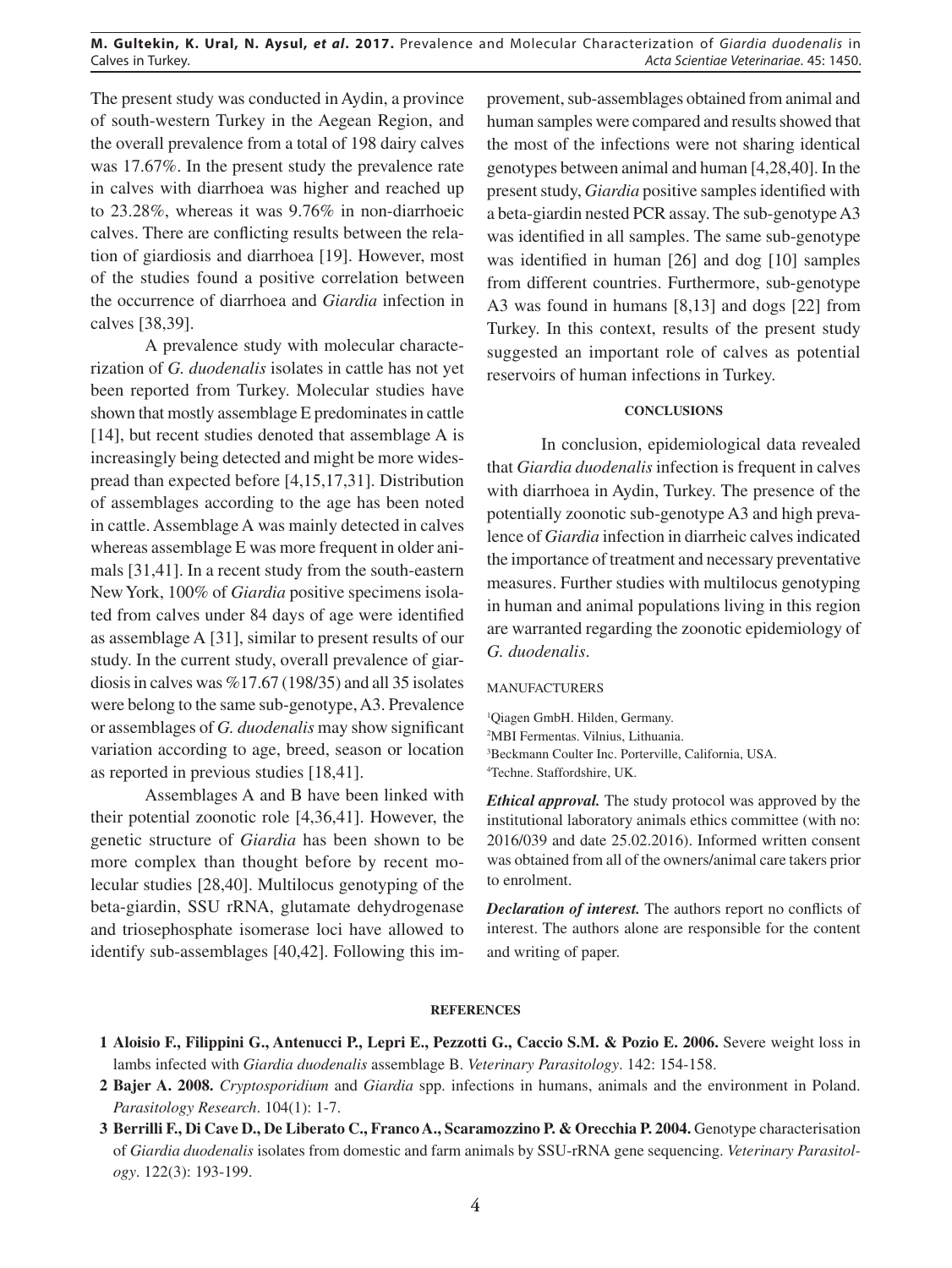The present study was conducted in Aydin, a province of south-western Turkey in the Aegean Region, and the overall prevalence from a total of 198 dairy calves was 17.67%. In the present study the prevalence rate in calves with diarrhoea was higher and reached up to 23.28%, whereas it was 9.76% in non-diarrhoeic calves. There are conflicting results between the relation of giardiosis and diarrhoea [19]. However, most of the studies found a positive correlation between the occurrence of diarrhoea and *Giardia* infection in calves [38,39].

A prevalence study with molecular characterization of *G. duodenalis* isolates in cattle has not yet been reported from Turkey. Molecular studies have shown that mostly assemblage E predominates in cattle [14], but recent studies denoted that assemblage A is increasingly being detected and might be more widespread than expected before [4,15,17,31]. Distribution of assemblages according to the age has been noted in cattle. Assemblage A was mainly detected in calves whereas assemblage E was more frequent in older animals [31,41]. In a recent study from the south-eastern New York, 100% of *Giardia* positive specimens isolated from calves under 84 days of age were identified as assemblage A [31], similar to present results of our study. In the current study, overall prevalence of giardiosis in calves was %17.67 (198/35) and all 35 isolates were belong to the same sub-genotype, A3. Prevalence or assemblages of *G. duodenalis* may show significant variation according to age, breed, season or location as reported in previous studies [18,41].

Assemblages A and B have been linked with their potential zoonotic role [4,36,41]. However, the genetic structure of *Giardia* has been shown to be more complex than thought before by recent molecular studies [28,40]. Multilocus genotyping of the beta-giardin, SSU rRNA, glutamate dehydrogenase and triosephosphate isomerase loci have allowed to identify sub-assemblages [40,42]. Following this improvement, sub-assemblages obtained from animal and human samples were compared and results showed that the most of the infections were not sharing identical genotypes between animal and human [4,28,40]. In the present study, *Giardia* positive samples identified with a beta-giardin nested PCR assay. The sub-genotype A3 was identified in all samples. The same sub-genotype was identified in human [26] and dog [10] samples from different countries. Furthermore, sub-genotype A3 was found in humans [8,13] and dogs [22] from Turkey. In this context, results of the present study suggested an important role of calves as potential reservoirs of human infections in Turkey.

## CONCLUSIONS

In conclusion, epidemiological data revealed that *Giardia duodenalis* infection is frequent in calves with diarrhoea in Aydin, Turkey. The presence of the potentially zoonotic sub-genotype A3 and high prevalence of *Giardia* infection in diarrheic calves indicated the importance of treatment and necessary preventative measures. Further studies with multilocus genotyping in human and animal populations living in this region are warranted regarding the zoonotic epidemiology of *G. duodenalis*.

MANUFACTURERS

[1]Qiagen GmbH. Hilden, Germany.
[2]MBI Fermentas. Vilnius, Lithuania.
[3]Beckmann Coulter Inc. Porterville, California, USA.
[4]Techne. Staffordshire, UK.

***Ethical approval.*** The study protocol was approved by the institutional laboratory animals ethics committee (with no: 2016/039 and date 25.02.2016). Informed written consent was obtained from all of the owners/animal care takers prior to enrolment.

***Declaration of interest.*** The authors report no conflicts of interest. The authors alone are responsible for the content and writing of paper.

## REFERENCES

**1 Aloisio F., Filippini G., Antenucci P., Lepri E., Pezzotti G., Caccio S.M. & Pozio E. 2006.** Severe weight loss in lambs infected with *Giardia duodenalis* assemblage B. *Veterinary Parasitology*. 142: 154-158.

**2 Bajer A. 2008.** *Cryptosporidium* and *Giardia* spp. infections in humans, animals and the environment in Poland. *Parasitology Research*. 104(1): 1-7.

**3 Berrilli F., Di Cave D., De Liberato C., Franco A., Scaramozzino P. & Orecchia P. 2004.** Genotype characterisation of *Giardia duodenalis* isolates from domestic and farm animals by SSU-rRNA gene sequencing. *Veterinary Parasitology*. 122(3): 193-199.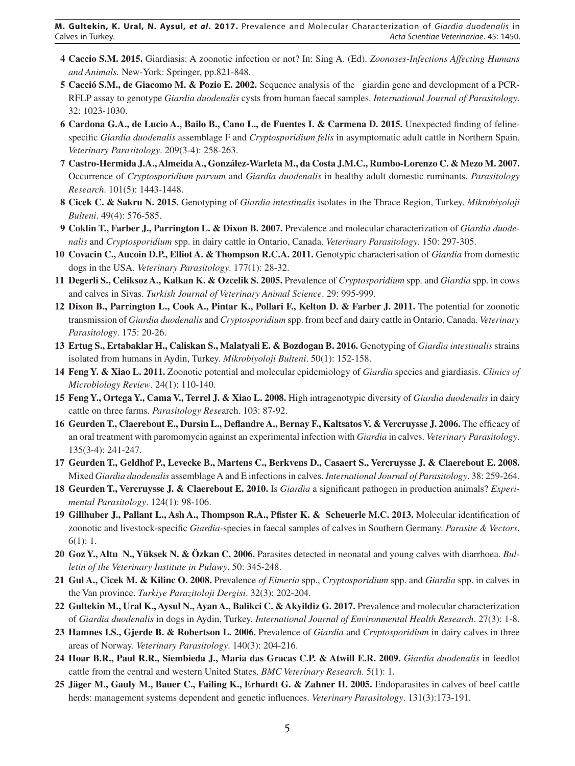4 **Caccio S.M. 2015.** Giardiasis: A zoonotic infection or not? In: Sing A. (Ed). *Zoonoses-Infections Affecting Humans and Animals.* New-York: Springer, pp.821-848.

5 **Cacció S.M., de Giacomo M. & Pozio E. 2002.** Sequence analysis of the giardin gene and development of a PCR-RFLP assay to genotype *Giardia duodenalis* cysts from human faecal samples. *International Journal of Parasitology*. 32: 1023-1030.

6 **Cardona G.A., de Lucio A., Bailo B., Cano L., de Fuentes I. & Carmena D. 2015.** Unexpected finding of feline-specific *Giardia duodenalis* assemblage F and *Cryptosporidium felis* in asymptomatic adult cattle in Northern Spain. *Veterinary Parasitology*. 209(3-4): 258-263.

7 **Castro-Hermida J.A., Almeida A., González-Warleta M., da Costa J.M.C., Rumbo-Lorenzo C. & Mezo M. 2007.** Occurrence of *Cryptosporidium parvum* and *Giardia duodenalis* in healthy adult domestic ruminants. *Parasitology Research*. 101(5): 1443-1448.

8 **Cicek C. & Sakru N. 2015.** Genotyping of *Giardia intestinalis* isolates in the Thrace Region, Turkey. *Mikrobiyoloji Bulteni*. 49(4): 576-585.

9 **Coklin T., Farber J., Parrington L. & Dixon B. 2007.** Prevalence and molecular characterization of *Giardia duodenalis* and *Cryptosporidium* spp. in dairy cattle in Ontario, Canada. *Veterinary Parasitology*. 150: 297-305.

10 **Covacin C., Aucoin D.P., Elliot A. & Thompson R.C.A. 2011.** Genotypic characterisation of *Giardia* from domestic dogs in the USA. *Veterinary Parasitology*. 177(1): 28-32.

11 **Degerli S., Celiksoz A., Kalkan K. & Ozcelik S. 2005.** Prevalence of *Cryptosporidium* spp. and *Giardia* spp. in cows and calves in Sivas. *Turkish Journal of Veterinary Animal Science*. 29: 995-999.

12 **Dixon B., Parrington L., Cook A., Pintar K., Pollari F., Kelton D. & Farber J. 2011.** The potential for zoonotic transmission of *Giardia duodenalis* and *Cryptosporidium* spp. from beef and dairy cattle in Ontario, Canada. *Veterinary Parasitology*. 175: 20-26.

13 **Ertug S., Ertabaklar H., Caliskan S., Malatyali E. & Bozdogan B. 2016.** Genotyping of *Giardia intestinalis* strains isolated from humans in Aydin, Turkey. *Mikrobiyoloji Bulteni*. 50(1): 152-158.

14 **Feng Y. & Xiao L. 2011.** Zoonotic potential and molecular epidemiology of *Giardia* species and giardiasis. *Clinics of Microbiology Review*. 24(1): 110-140.

15 **Feng Y., Ortega Y., Cama V., Terrel J. & Xiao L. 2008.** High intragenotypic diversity of *Giardia duodenalis* in dairy cattle on three farms. *Parasitology Res*earch. 103: 87-92.

16 **Geurden T., Claerebout E., Dursin L., Deflandre A., Bernay F., Kaltsatos V. & Vercruysse J. 2006.** The efficacy of an oral treatment with paromomycin against an experimental infection with *Giardia* in calves. *Veterinary Parasitology*. 135(3-4): 241-247.

17 **Geurden T., Geldhof P., Levecke B., Martens C., Berkvens D., Casaert S., Vercruysse J. & Claerebout E. 2008.** Mixed *Giardia duodenalis* assemblage A and E infections in calves. *International Journal of Parasitology*. 38: 259-264.

18 **Geurden T., Vercruysse J. & Claerebout E. 2010.** Is *Giardia* a significant pathogen in production animals? *Experimental Parasitology*. 124(1): 98-106.

19 **Gillhuber J., Pallant L., Ash A., Thompson R.A., Pfister K. & Scheuerle M.C. 2013.** Molecular identification of zoonotic and livestock-specific *Giardia*-species in faecal samples of calves in Southern Germany. *Parasite & Vectors*. 6(1): 1.

20 **Goz Y., Altu N., Yüksek N. & Özkan C. 2006.** Parasites detected in neonatal and young calves with diarrhoea. *Bulletin of the Veterinary Institute in Pulawy*. 50: 345-248.

21 **Gul A., Cicek M. & Kilinc O. 2008.** Prevalence *of Eimeria* spp., *Cryptosporidium* spp. and *Giardia* spp. in calves in the Van province. *Turkiye Parazitoloji Dergisi*. 32(3): 202-204.

22 **Gultekin M., Ural K., Aysul N., Ayan A., Balikci C. & Akyildiz G. 2017.** Prevalence and molecular characterization of *Giardia duodenalis* in dogs in Aydin, Turkey. *International Journal of Environmental Health Research*. 27(3): 1-8.

23 **Hamnes I.S., Gjerde B. & Robertson L. 2006.** Prevalence of *Giardia* and *Cryptosporidium* in dairy calves in three areas of Norway. *Veterinary Parasitology*. 140(3): 204-216.

24 **Hoar B.R., Paul R.R., Siembieda J., Maria das Gracas C.P. & Atwill E.R. 2009.** *Giardia duodenalis* in feedlot cattle from the central and western United States. *BMC Veterinary Research*. 5(1): 1.

25 **Jäger M., Gauly M., Bauer C., Failing K., Erhardt G. & Zahner H. 2005.** Endoparasites in calves of beef cattle herds: management systems dependent and genetic influences. *Veterinary Parasitology*. 131(3):173-191.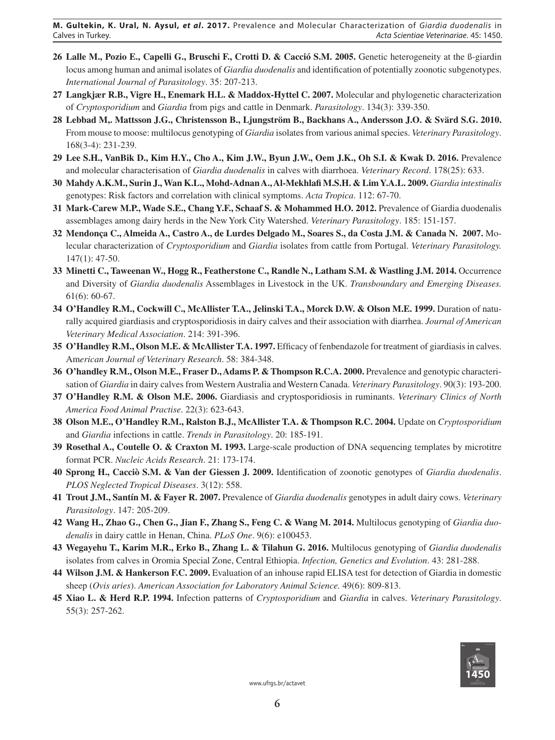**26 Lalle M., Pozio E., Capelli G., Bruschi F., Crotti D. & Cacció S.M. 2005.** Genetic heterogeneity at the ß-giardin locus among human and animal isolates of *Giardia duodenalis* and identification of potentially zoonotic subgenotypes. *International Journal of Parasitology*. 35: 207-213.

**27 Langkjær R.B., Vigre H., Enemark H.L. & Maddox-Hyttel C. 2007.** Molecular and phylogenetic characterization of *Cryptosporidium* and *Giardia* from pigs and cattle in Denmark. *Parasitology*. 134(3): 339-350.

**28 Lebbad M,. Mattsson J.G., Christensson B., Ljungström B., Backhans A., Andersson J.O. & Svärd S.G. 2010.** From mouse to moose: multilocus genotyping of *Giardia* isolates from various animal species. *Veterinary Parasitology*. 168(3-4): 231-239.

**29 Lee S.H., VanBik D., Kim H.Y., Cho A., Kim J.W., Byun J.W., Oem J.K., Oh S.I. & Kwak D. 2016.** Prevalence and molecular characterisation of *Giardia duodenalis* in calves with diarrhoea. *Veterinary Record*. 178(25): 633.

**30 Mahdy A.K.M., Surin J., Wan K.L., Mohd-Adnan A., Al-Mekhlafi M.S.H. & Lim Y.A.L. 2009.** *Giardia intestinalis* genotypes: Risk factors and correlation with clinical symptoms. *Acta Tropica*. 112: 67-70.

**31 Mark-Carew M.P., Wade S.E., Chang Y.F., Schaaf S. & Mohammed H.O. 2012.** Prevalence of Giardia duodenalis assemblages among dairy herds in the New York City Watershed. *Veterinary Parasitology*. 185: 151-157.

**32 Mendonça C., Almeida A., Castro A., de Lurdes Delgado M., Soares S., da Costa J.M. & Canada N. 2007.** Molecular characterization of *Cryptosporidium* and *Giardia* isolates from cattle from Portugal. *Veterinary Parasitology.* 147(1): 47-50.

**33 Minetti C., Taweenan W., Hogg R., Featherstone C., Randle N., Latham S.M. & Wastling J.M. 2014.** Occurrence and Diversity of *Giardia duodenalis* Assemblages in Livestock in the UK. *Transboundary and Emerging Diseases.* 61(6): 60-67.

**34 O'Handley R.M., Cockwill C., McAllister T.A., Jelinski T.A., Morck D.W. & Olson M.E. 1999.** Duration of naturally acquired giardiasis and cryptosporidiosis in dairy calves and their association with diarrhea. *Journal of American Veterinary Medical Association*. 214: 391-396.

**35 O'Handley R.M., Olson M.E. & McAllister T.A. 1997.** Efficacy of fenbendazole for treatment of giardiasis in calves. Am*erican Journal of Veterinary Research*. 58: 384-348.

**36 O'handley R.M., Olson M.E., Fraser D., Adams P. & Thompson R.C.A. 2000.** Prevalence and genotypic characterisation of *Giardia* in dairy calves from Western Australia and Western Canada. *Veterinary Parasitology*. 90(3): 193-200.

**37 O'Handley R.M. & Olson M.E. 2006.** Giardiasis and cryptosporidiosis in ruminants. *Veterinary Clinics of North America Food Animal Practise*. 22(3): 623-643.

**38 Olson M.E., O'Handley R.M., Ralston B.J., McAllister T.A. & Thompson R.C. 2004.** Update on *Cryptosporidium* and *Giardia* infections in cattle. *Trends in Parasitology*. 20: 185-191.

**39 Rosethal A., Coutelle O. & Craxton M. 1993.** Large-scale production of DNA sequencing templates by microtitre format PCR. *Nucleic Acids Research*. 21: 173-174.

**40 Sprong H., Cacciò S.M. & Van der Giessen J. 2009.** Identification of zoonotic genotypes of *Giardia duodenalis*. *PLOS Neglected Tropical Diseases*. 3(12): 558.

**41 Trout J.M., Santín M. & Fayer R. 2007.** Prevalence of *Giardia duodenalis* genotypes in adult dairy cows. *Veterinary Parasitology*. 147: 205-209.

**42 Wang H., Zhao G., Chen G., Jian F., Zhang S., Feng C. & Wang M. 2014.** Multilocus genotyping of *Giardia duodenalis* in dairy cattle in Henan, China. *PLoS One*. 9(6): e100453.

**43 Wegayehu T., Karim M.R., Erko B., Zhang L. & Tilahun G. 2016.** Multilocus genotyping of *Giardia duodenalis* isolates from calves in Oromia Special Zone, Central Ethiopia. *Infection, Genetics and Evolution*. 43: 281-288.

**44 Wilson J.M. & Hankerson F.C. 2009.** Evaluation of an inhouse rapid ELISA test for detection of Giardia in domestic sheep (*Ovis aries*). *American Association for Laboratory Animal Science.* 49(6): 809-813.

**45 Xiao L. & Herd R.P. 1994.** Infection patterns of *Cryptosporidium* and *Giardia* in calves. *Veterinary Parasitology*. 55(3): 257-262.